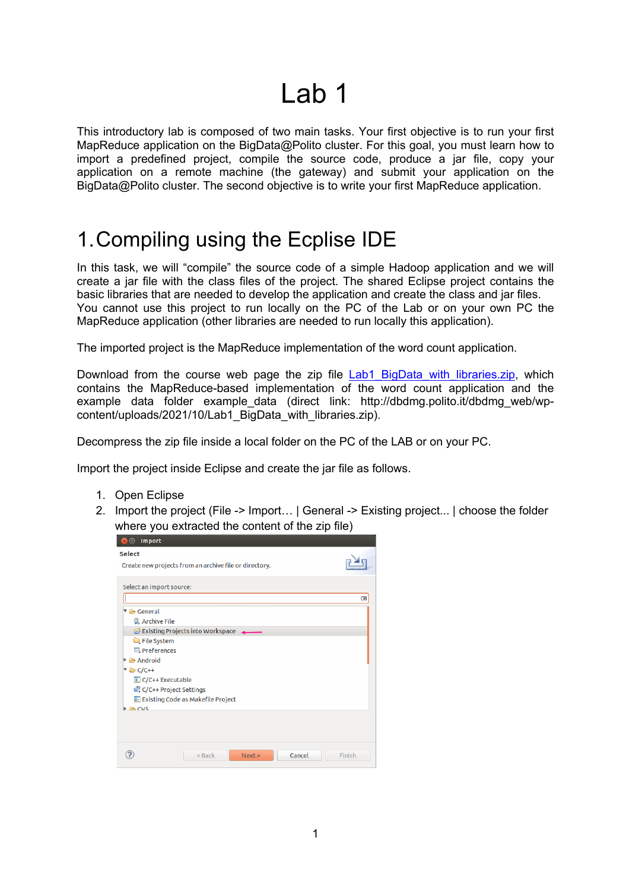# Lab 1

This introductory lab is composed of two main tasks. Your first objective is to run your first MapReduce application on the BigData@Polito cluster. For this goal, you must learn how to import a predefined project, compile the source code, produce a jar file, copy your application on a remote machine (the gateway) and submit your application on the BigData@Polito cluster. The second objective is to write your first MapReduce application.

# 1. Compiling using the Ecplise IDE

In this task, we will "compile" the source code of a simple Hadoop application and we will create a jar file with the class files of the project. The shared Eclipse project contains the basic libraries that are needed to develop the application and create the class and jar files. You cannot use this project to run locally on the PC of the Lab or on your own PC the MapReduce application (other libraries are needed to run locally this application).

The imported project is the MapReduce implementation of the word count application.

Download from the course web page the zip file Lab1_BigData_with_libraries.zip, which contains the MapReduce-based implementation of the word count application and the example data folder example_data (direct link: http://dbdmg.polito.it/dbdmg_web/wp-content/uploads/2021/10/Lab1_BigData_with_libraries.zip).

Decompress the zip file inside a local folder on the PC of the LAB or on your PC.

Import the project inside Eclipse and create the jar file as follows.

1. Open Eclipse
2. Import the project (File -> Import… | General -> Existing project... | choose the folder where you extracted the content of the zip file)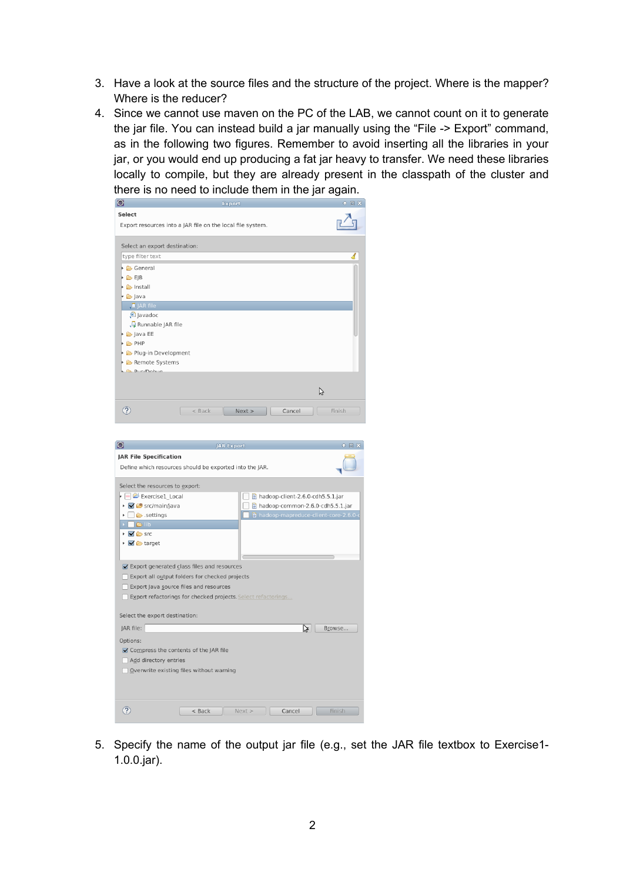3. Have a look at the source files and the structure of the project. Where is the mapper? Where is the reducer?
4. Since we cannot use maven on the PC of the LAB, we cannot count on it to generate the jar file. You can instead build a jar manually using the "File -> Export" command, as in the following two figures. Remember to avoid inserting all the libraries in your jar, or you would end up producing a fat jar heavy to transfer. We need these libraries locally to compile, but they are already present in the classpath of the cluster and there is no need to include them in the jar again.

5. Specify the name of the output jar file (e.g., set the JAR file textbox to Exercise1-1.0.0.jar).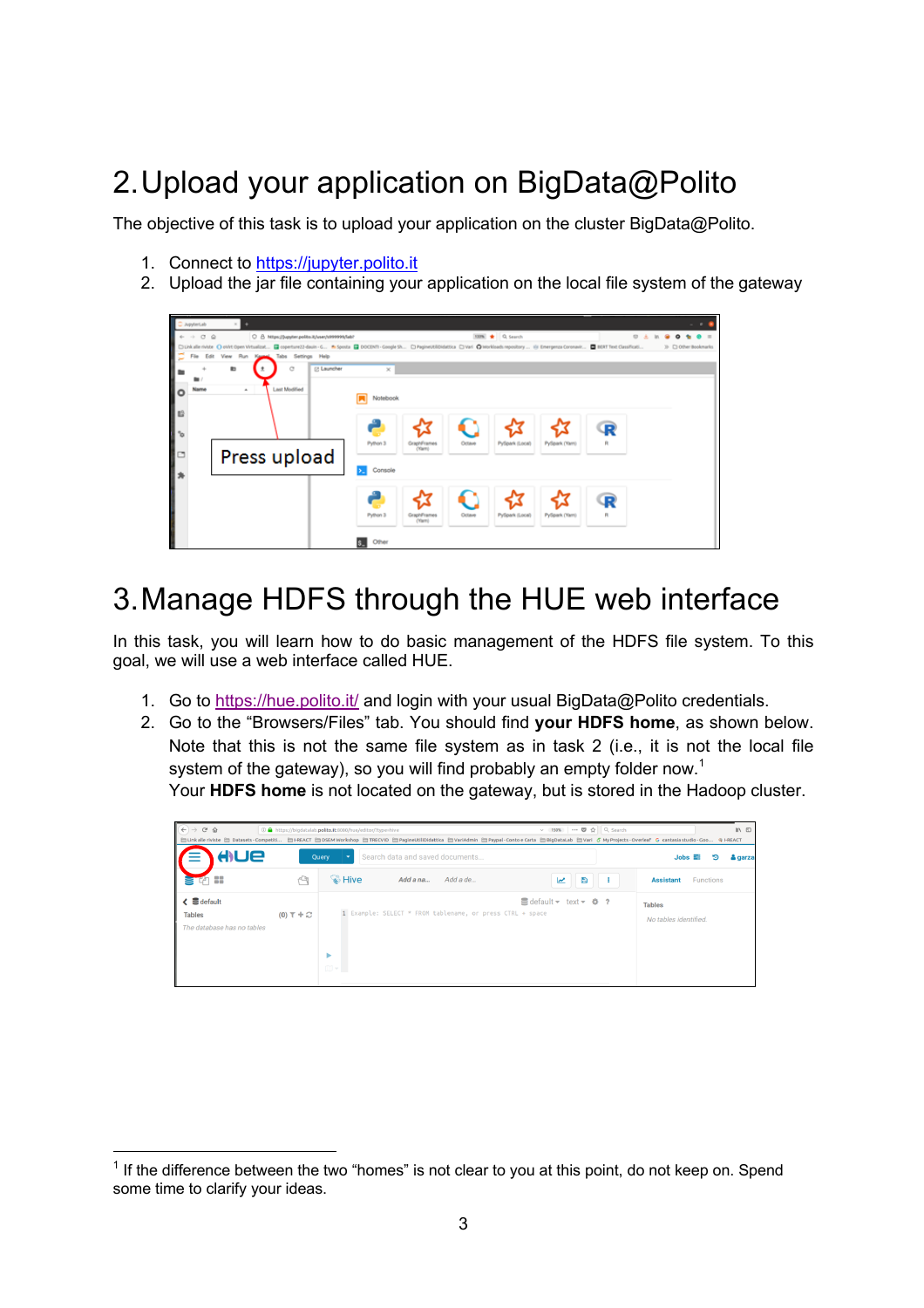# 2. Upload your application on BigData@Polito

The objective of this task is to upload your application on the cluster BigData@Polito.

1. Connect to https://jupyter.polito.it
2. Upload the jar file containing your application on the local file system of the gateway

# 3. Manage HDFS through the HUE web interface

In this task, you will learn how to do basic management of the HDFS file system. To this goal, we will use a web interface called HUE.

1. Go to https://hue.polito.it/ and login with your usual BigData@Polito credentials.
2. Go to the "Browsers/Files" tab. You should find **your HDFS home**, as shown below. Note that this is not the same file system as in task 2 (i.e., it is not the local file system of the gateway), so you will find probably an empty folder now.[1]
   Your **HDFS home** is not located on the gateway, but is stored in the Hadoop cluster.

[1] If the difference between the two "homes" is not clear to you at this point, do not keep on. Spend some time to clarify your ideas.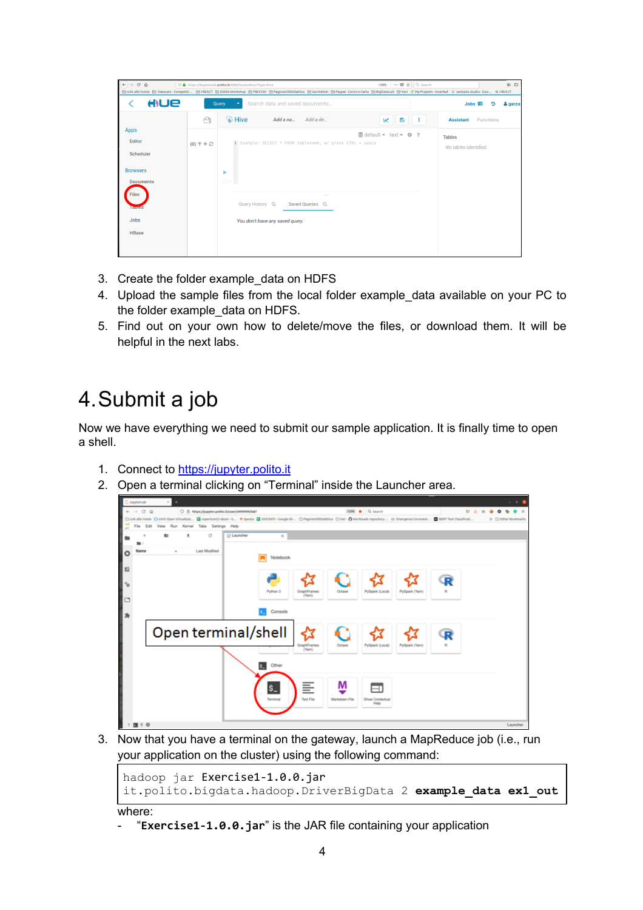3. Create the folder example_data on HDFS
4. Upload the sample files from the local folder example_data available on your PC to the folder example_data on HDFS.
5. Find out on your own how to delete/move the files, or download them. It will be helpful in the next labs.

# 4. Submit a job

Now we have everything we need to submit our sample application. It is finally time to open a shell.

1. Connect to https://jupyter.polito.it
2. Open a terminal clicking on "Terminal" inside the Launcher area.

3. Now that you have a terminal on the gateway, launch a MapReduce job (i.e., run your application on the cluster) using the following command:

```
hadoop jar Exercise1-1.0.0.jar
it.polito.bigdata.hadoop.DriverBigData 2 example_data ex1_out
```

where:

- "**Exercise1-1.0.0.jar**" is the JAR file containing your application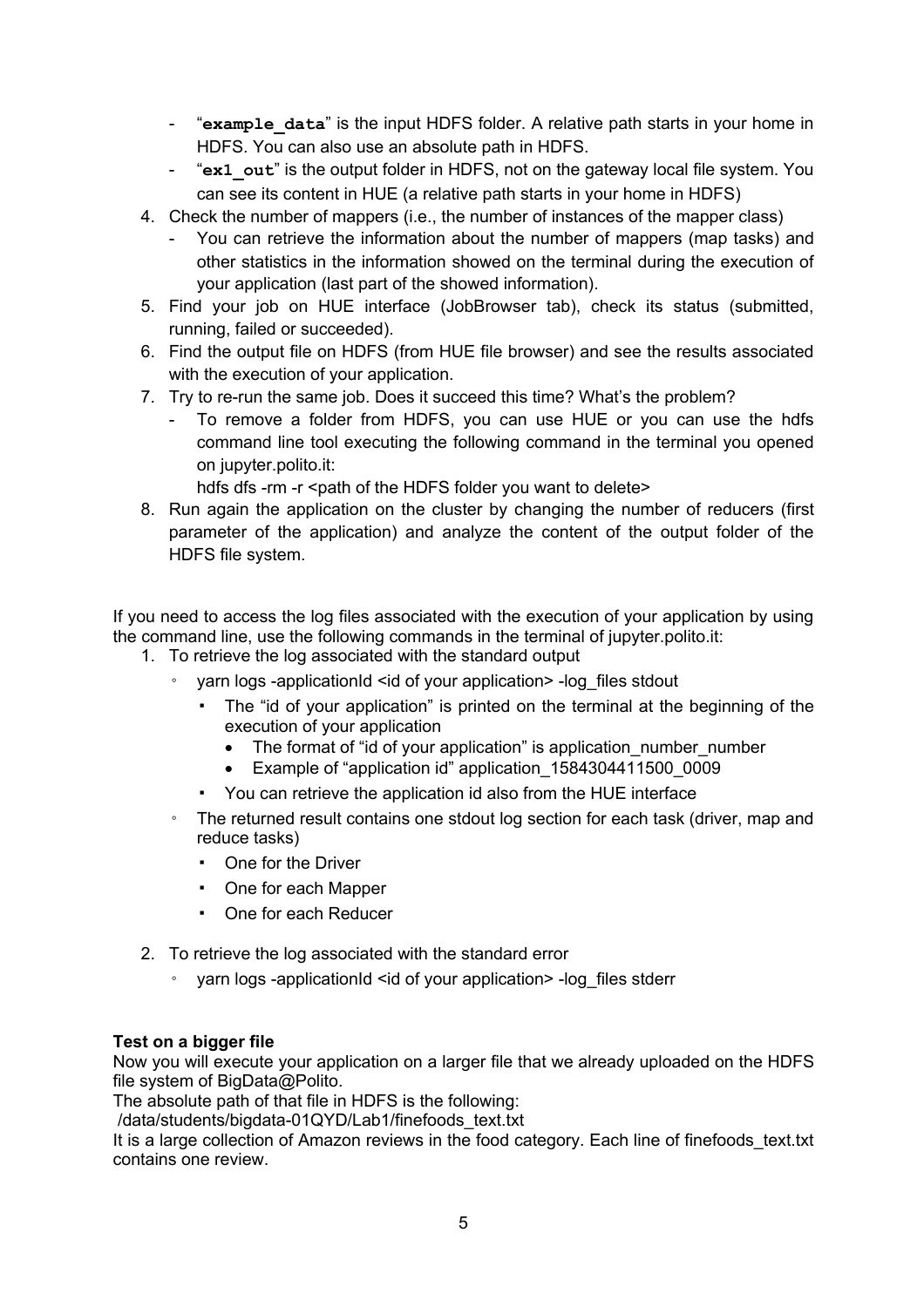- "**example_data**" is the input HDFS folder. A relative path starts in your home in HDFS. You can also use an absolute path in HDFS.
- "**ex1_out**" is the output folder in HDFS, not on the gateway local file system. You can see its content in HUE (a relative path starts in your home in HDFS)

4. Check the number of mappers (i.e., the number of instances of the mapper class)
   - You can retrieve the information about the number of mappers (map tasks) and other statistics in the information showed on the terminal during the execution of your application (last part of the showed information).
5. Find your job on HUE interface (JobBrowser tab), check its status (submitted, running, failed or succeeded).
6. Find the output file on HDFS (from HUE file browser) and see the results associated with the execution of your application.
7. Try to re-run the same job. Does it succeed this time? What's the problem?
   - To remove a folder from HDFS, you can use HUE or you can use the hdfs command line tool executing the following command in the terminal you opened on jupyter.polito.it:
     hdfs dfs -rm -r <path of the HDFS folder you want to delete>
8. Run again the application on the cluster by changing the number of reducers (first parameter of the application) and analyze the content of the output folder of the HDFS file system.

If you need to access the log files associated with the execution of your application by using the command line, use the following commands in the terminal of jupyter.polito.it:

1. To retrieve the log associated with the standard output
   - yarn logs -applicationId <id of your application> -log_files stdout
     - The "id of your application" is printed on the terminal at the beginning of the execution of your application
       - The format of "id of your application" is application_number_number
       - Example of "application id" application_1584304411500_0009
     - You can retrieve the application id also from the HUE interface
   - The returned result contains one stdout log section for each task (driver, map and reduce tasks)
     - One for the Driver
     - One for each Mapper
     - One for each Reducer
2. To retrieve the log associated with the standard error
   - yarn logs -applicationId <id of your application> -log_files stderr

**Test on a bigger file**

Now you will execute your application on a larger file that we already uploaded on the HDFS file system of BigData@Polito.
The absolute path of that file in HDFS is the following:
/data/students/bigdata-01QYD/Lab1/finefoods_text.txt
It is a large collection of Amazon reviews in the food category. Each line of finefoods_text.txt contains one review.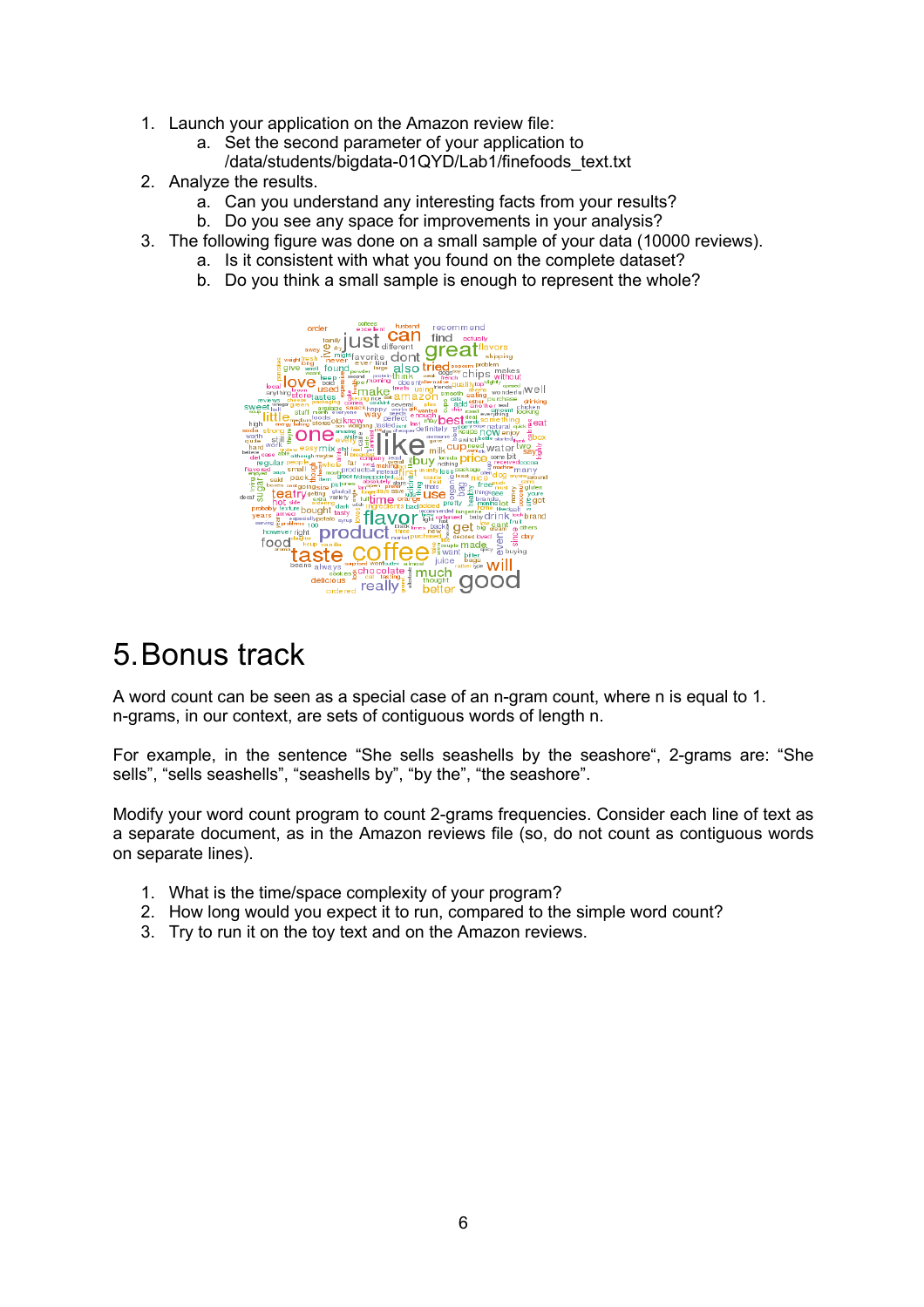1. Launch your application on the Amazon review file:
    a. Set the second parameter of your application to /data/students/bigdata-01QYD/Lab1/finefoods_text.txt
2. Analyze the results.
    a. Can you understand any interesting facts from your results?
    b. Do you see any space for improvements in your analysis?
3. The following figure was done on a small sample of your data (10000 reviews).
    a. Is it consistent with what you found on the complete dataset?
    b. Do you think a small sample is enough to represent the whole?

# 5. Bonus track

A word count can be seen as a special case of an n-gram count, where n is equal to 1. n-grams, in our context, are sets of contiguous words of length n.

For example, in the sentence “She sells seashells by the seashore“, 2-grams are: “She sells”, “sells seashells”, “seashells by”, “by the”, “the seashore”.

Modify your word count program to count 2-grams frequencies. Consider each line of text as a separate document, as in the Amazon reviews file (so, do not count as contiguous words on separate lines).

1. What is the time/space complexity of your program?
2. How long would you expect it to run, compared to the simple word count?
3. Try to run it on the toy text and on the Amazon reviews.